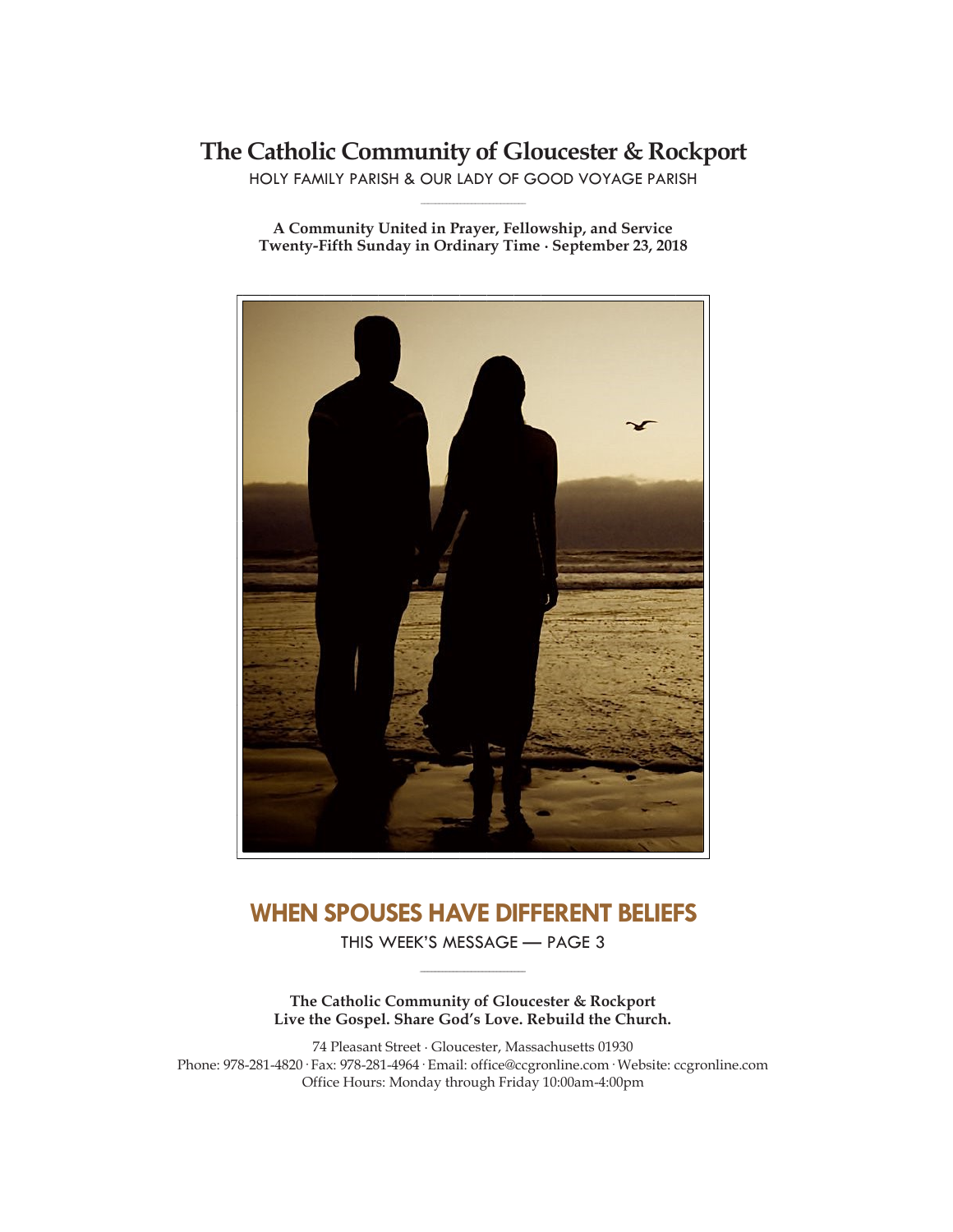# The Catholic Community of Gloucester & Rockport

HOLY FAMILY PARISH & OUR LADY OF GOOD VOYAGE PARISH

**A Community United in Prayer, Fellowship, and Service**
**Twenty-Fifth Sunday in Ordinary Time · September 23, 2018**

## WHEN SPOUSES HAVE DIFFERENT BELIEFS

THIS WEEK'S MESSAGE — PAGE 3

**The Catholic Community of Gloucester & Rockport**
**Live the Gospel. Share God's Love. Rebuild the Church.**

74 Pleasant Street · Gloucester, Massachusetts 01930
Phone: 978-281-4820 · Fax: 978-281-4964 · Email: office@ccgronline.com · Website: ccgronline.com
Office Hours: Monday through Friday 10:00am-4:00pm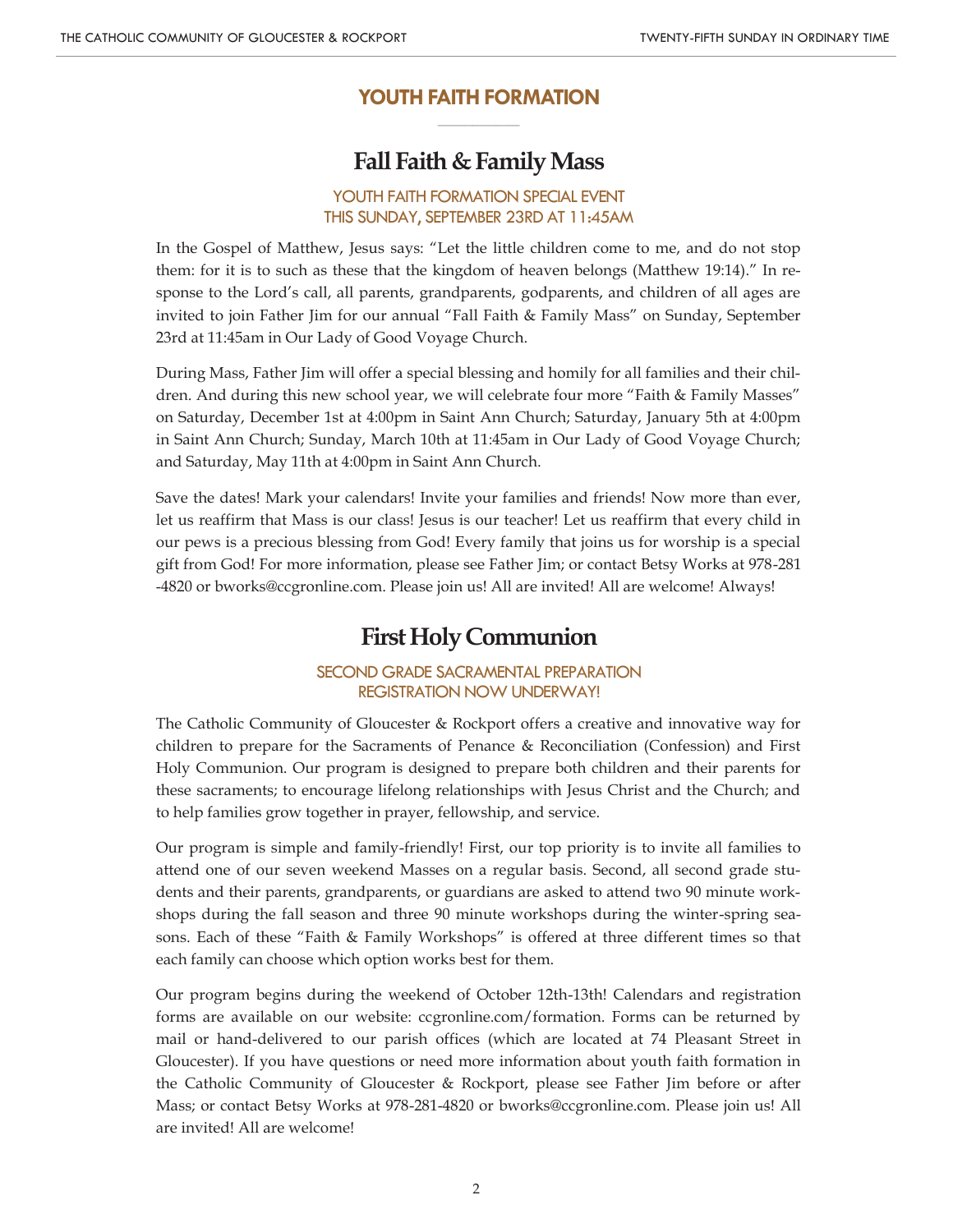# YOUTH FAITH FORMATION

## Fall Faith & Family Mass

### YOUTH FAITH FORMATION SPECIAL EVENT
### THIS SUNDAY, SEPTEMBER 23RD AT 11:45AM

In the Gospel of Matthew, Jesus says: "Let the little children come to me, and do not stop them: for it is to such as these that the kingdom of heaven belongs (Matthew 19:14)." In response to the Lord's call, all parents, grandparents, godparents, and children of all ages are invited to join Father Jim for our annual "Fall Faith & Family Mass" on Sunday, September 23rd at 11:45am in Our Lady of Good Voyage Church.

During Mass, Father Jim will offer a special blessing and homily for all families and their children. And during this new school year, we will celebrate four more "Faith & Family Masses" on Saturday, December 1st at 4:00pm in Saint Ann Church; Saturday, January 5th at 4:00pm in Saint Ann Church; Sunday, March 10th at 11:45am in Our Lady of Good Voyage Church; and Saturday, May 11th at 4:00pm in Saint Ann Church.

Save the dates! Mark your calendars! Invite your families and friends! Now more than ever, let us reaffirm that Mass is our class! Jesus is our teacher! Let us reaffirm that every child in our pews is a precious blessing from God! Every family that joins us for worship is a special gift from God! For more information, please see Father Jim; or contact Betsy Works at 978-281-4820 or bworks@ccgronline.com. Please join us! All are invited! All are welcome! Always!

## First Holy Communion

### SECOND GRADE SACRAMENTAL PREPARATION
### REGISTRATION NOW UNDERWAY!

The Catholic Community of Gloucester & Rockport offers a creative and innovative way for children to prepare for the Sacraments of Penance & Reconciliation (Confession) and First Holy Communion. Our program is designed to prepare both children and their parents for these sacraments; to encourage lifelong relationships with Jesus Christ and the Church; and to help families grow together in prayer, fellowship, and service.

Our program is simple and family-friendly! First, our top priority is to invite all families to attend one of our seven weekend Masses on a regular basis. Second, all second grade students and their parents, grandparents, or guardians are asked to attend two 90 minute workshops during the fall season and three 90 minute workshops during the winter-spring seasons. Each of these "Faith & Family Workshops" is offered at three different times so that each family can choose which option works best for them.

Our program begins during the weekend of October 12th-13th! Calendars and registration forms are available on our website: ccgronline.com/formation. Forms can be returned by mail or hand-delivered to our parish offices (which are located at 74 Pleasant Street in Gloucester). If you have questions or need more information about youth faith formation in the Catholic Community of Gloucester & Rockport, please see Father Jim before or after Mass; or contact Betsy Works at 978-281-4820 or bworks@ccgronline.com. Please join us! All are invited! All are welcome!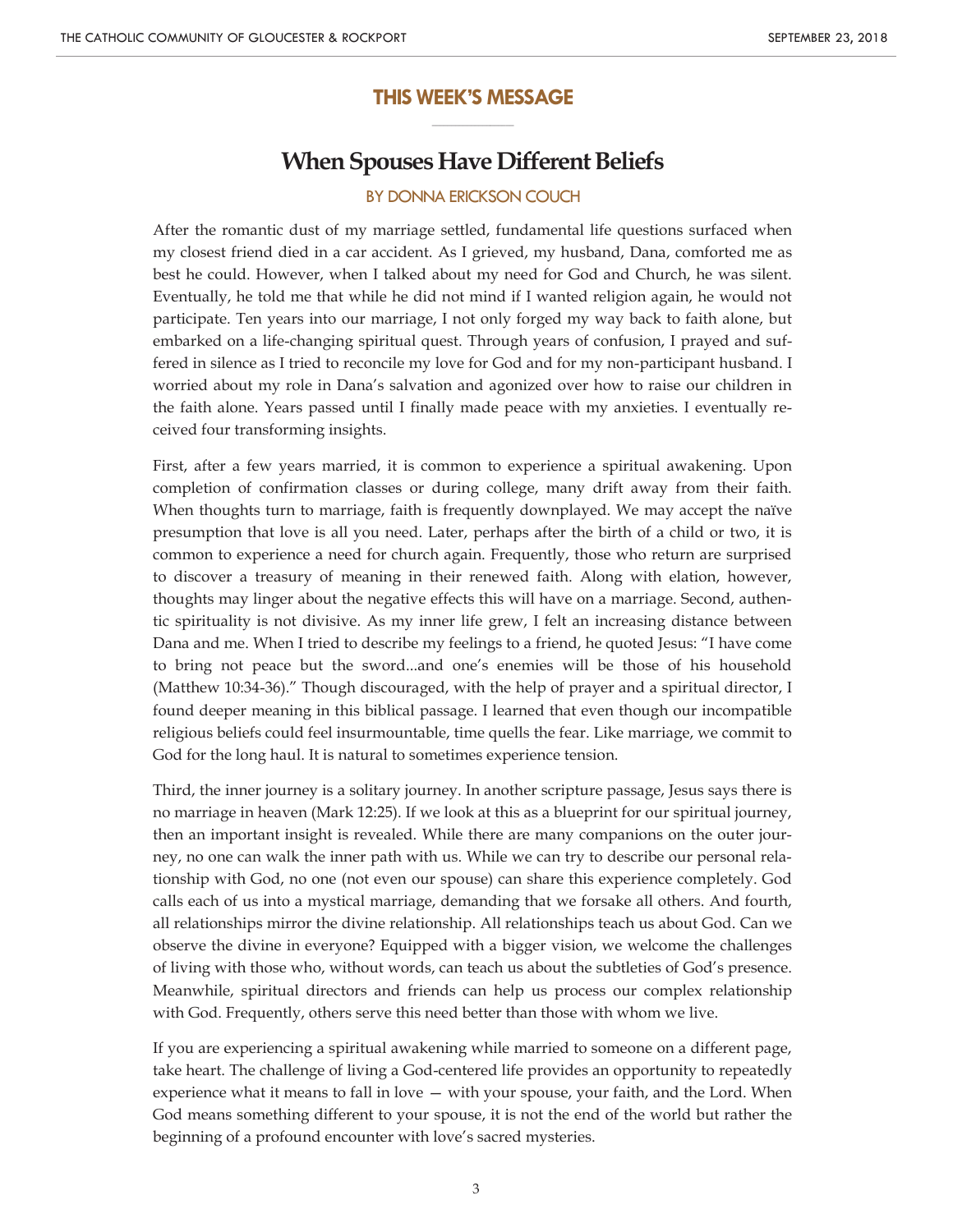## THIS WEEK'S MESSAGE

# When Spouses Have Different Beliefs

BY DONNA ERICKSON COUCH

After the romantic dust of my marriage settled, fundamental life questions surfaced when my closest friend died in a car accident. As I grieved, my husband, Dana, comforted me as best he could. However, when I talked about my need for God and Church, he was silent. Eventually, he told me that while he did not mind if I wanted religion again, he would not participate. Ten years into our marriage, I not only forged my way back to faith alone, but embarked on a life-changing spiritual quest. Through years of confusion, I prayed and suffered in silence as I tried to reconcile my love for God and for my non-participant husband. I worried about my role in Dana's salvation and agonized over how to raise our children in the faith alone. Years passed until I finally made peace with my anxieties. I eventually received four transforming insights.

First, after a few years married, it is common to experience a spiritual awakening. Upon completion of confirmation classes or during college, many drift away from their faith. When thoughts turn to marriage, faith is frequently downplayed. We may accept the naïve presumption that love is all you need. Later, perhaps after the birth of a child or two, it is common to experience a need for church again. Frequently, those who return are surprised to discover a treasury of meaning in their renewed faith. Along with elation, however, thoughts may linger about the negative effects this will have on a marriage. Second, authentic spirituality is not divisive. As my inner life grew, I felt an increasing distance between Dana and me. When I tried to describe my feelings to a friend, he quoted Jesus: "I have come to bring not peace but the sword...and one's enemies will be those of his household (Matthew 10:34-36)." Though discouraged, with the help of prayer and a spiritual director, I found deeper meaning in this biblical passage. I learned that even though our incompatible religious beliefs could feel insurmountable, time quells the fear. Like marriage, we commit to God for the long haul. It is natural to sometimes experience tension.

Third, the inner journey is a solitary journey. In another scripture passage, Jesus says there is no marriage in heaven (Mark 12:25). If we look at this as a blueprint for our spiritual journey, then an important insight is revealed. While there are many companions on the outer journey, no one can walk the inner path with us. While we can try to describe our personal relationship with God, no one (not even our spouse) can share this experience completely. God calls each of us into a mystical marriage, demanding that we forsake all others. And fourth, all relationships mirror the divine relationship. All relationships teach us about God. Can we observe the divine in everyone? Equipped with a bigger vision, we welcome the challenges of living with those who, without words, can teach us about the subtleties of God's presence. Meanwhile, spiritual directors and friends can help us process our complex relationship with God. Frequently, others serve this need better than those with whom we live.

If you are experiencing a spiritual awakening while married to someone on a different page, take heart. The challenge of living a God-centered life provides an opportunity to repeatedly experience what it means to fall in love — with your spouse, your faith, and the Lord. When God means something different to your spouse, it is not the end of the world but rather the beginning of a profound encounter with love's sacred mysteries.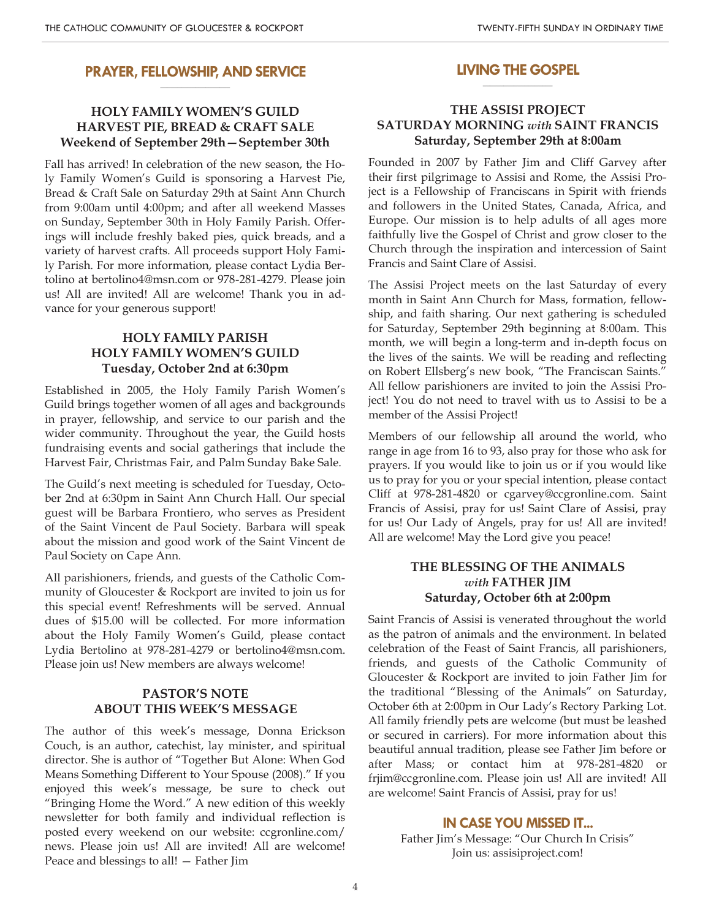## PRAYER, FELLOWSHIP, AND SERVICE

### HOLY FAMILY WOMEN'S GUILD HARVEST PIE, BREAD & CRAFT SALE Weekend of September 29th—September 30th

Fall has arrived! In celebration of the new season, the Holy Family Women's Guild is sponsoring a Harvest Pie, Bread & Craft Sale on Saturday 29th at Saint Ann Church from 9:00am until 4:00pm; and after all weekend Masses on Sunday, September 30th in Holy Family Parish. Offerings will include freshly baked pies, quick breads, and a variety of harvest crafts. All proceeds support Holy Family Parish. For more information, please contact Lydia Bertolino at bertolino4@msn.com or 978-281-4279. Please join us! All are invited! All are welcome! Thank you in advance for your generous support!

### HOLY FAMILY PARISH HOLY FAMILY WOMEN'S GUILD Tuesday, October 2nd at 6:30pm

Established in 2005, the Holy Family Parish Women's Guild brings together women of all ages and backgrounds in prayer, fellowship, and service to our parish and the wider community. Throughout the year, the Guild hosts fundraising events and social gatherings that include the Harvest Fair, Christmas Fair, and Palm Sunday Bake Sale.

The Guild's next meeting is scheduled for Tuesday, October 2nd at 6:30pm in Saint Ann Church Hall. Our special guest will be Barbara Frontiero, who serves as President of the Saint Vincent de Paul Society. Barbara will speak about the mission and good work of the Saint Vincent de Paul Society on Cape Ann.

All parishioners, friends, and guests of the Catholic Community of Gloucester & Rockport are invited to join us for this special event! Refreshments will be served. Annual dues of $15.00 will be collected. For more information about the Holy Family Women's Guild, please contact Lydia Bertolino at 978-281-4279 or bertolino4@msn.com. Please join us! New members are always welcome!

### PASTOR'S NOTE ABOUT THIS WEEK'S MESSAGE

The author of this week's message, Donna Erickson Couch, is an author, catechist, lay minister, and spiritual director. She is author of "Together But Alone: When God Means Something Different to Your Spouse (2008)." If you enjoyed this week's message, be sure to check out "Bringing Home the Word." A new edition of this weekly newsletter for both family and individual reflection is posted every weekend on our website: ccgronline.com/news. Please join us! All are invited! All are welcome! Peace and blessings to all! — Father Jim

## LIVING THE GOSPEL

### THE ASSISI PROJECT SATURDAY MORNING *with* SAINT FRANCIS Saturday, September 29th at 8:00am

Founded in 2007 by Father Jim and Cliff Garvey after their first pilgrimage to Assisi and Rome, the Assisi Project is a Fellowship of Franciscans in Spirit with friends and followers in the United States, Canada, Africa, and Europe. Our mission is to help adults of all ages more faithfully live the Gospel of Christ and grow closer to the Church through the inspiration and intercession of Saint Francis and Saint Clare of Assisi.

The Assisi Project meets on the last Saturday of every month in Saint Ann Church for Mass, formation, fellowship, and faith sharing. Our next gathering is scheduled for Saturday, September 29th beginning at 8:00am. This month, we will begin a long-term and in-depth focus on the lives of the saints. We will be reading and reflecting on Robert Ellsberg's new book, "The Franciscan Saints." All fellow parishioners are invited to join the Assisi Project! You do not need to travel with us to Assisi to be a member of the Assisi Project!

Members of our fellowship all around the world, who range in age from 16 to 93, also pray for those who ask for prayers. If you would like to join us or if you would like us to pray for you or your special intention, please contact Cliff at 978-281-4820 or cgarvey@ccgronline.com. Saint Francis of Assisi, pray for us! Saint Clare of Assisi, pray for us! Our Lady of Angels, pray for us! All are invited! All are welcome! May the Lord give you peace!

### THE BLESSING OF THE ANIMALS *with* FATHER JIM Saturday, October 6th at 2:00pm

Saint Francis of Assisi is venerated throughout the world as the patron of animals and the environment. In belated celebration of the Feast of Saint Francis, all parishioners, friends, and guests of the Catholic Community of Gloucester & Rockport are invited to join Father Jim for the traditional "Blessing of the Animals" on Saturday, October 6th at 2:00pm in Our Lady's Rectory Parking Lot. All family friendly pets are welcome (but must be leashed or secured in carriers). For more information about this beautiful annual tradition, please see Father Jim before or after Mass; or contact him at 978-281-4820 or frjim@ccgronline.com. Please join us! All are invited! All are welcome! Saint Francis of Assisi, pray for us!

## IN CASE YOU MISSED IT...

Father Jim's Message: "Our Church In Crisis"
Join us: assisiproject.com!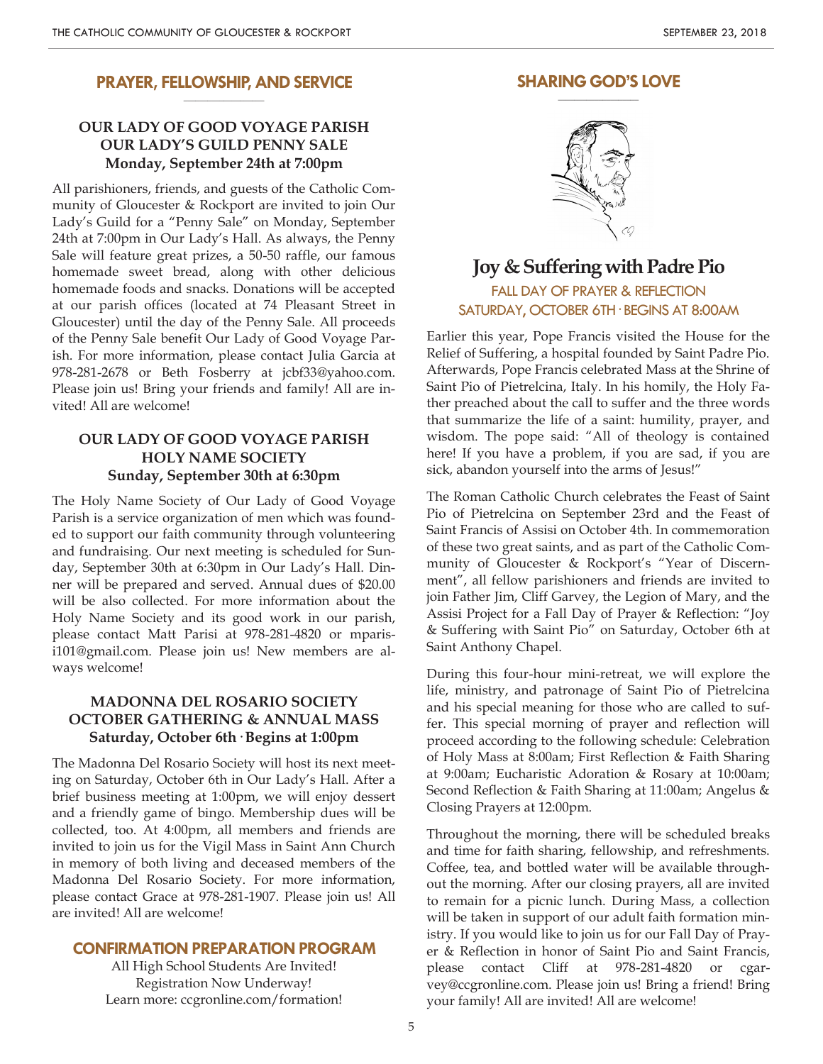## PRAYER, FELLOWSHIP, AND SERVICE

### OUR LADY OF GOOD VOYAGE PARISH
### OUR LADY'S GUILD PENNY SALE
**Monday, September 24th at 7:00pm**

All parishioners, friends, and guests of the Catholic Community of Gloucester & Rockport are invited to join Our Lady's Guild for a "Penny Sale" on Monday, September 24th at 7:00pm in Our Lady's Hall. As always, the Penny Sale will feature great prizes, a 50-50 raffle, our famous homemade sweet bread, along with other delicious homemade foods and snacks. Donations will be accepted at our parish offices (located at 74 Pleasant Street in Gloucester) until the day of the Penny Sale. All proceeds of the Penny Sale benefit Our Lady of Good Voyage Parish. For more information, please contact Julia Garcia at 978-281-2678 or Beth Fosberry at jcbf33@yahoo.com. Please join us! Bring your friends and family! All are invited! All are welcome!

### OUR LADY OF GOOD VOYAGE PARISH
### HOLY NAME SOCIETY
**Sunday, September 30th at 6:30pm**

The Holy Name Society of Our Lady of Good Voyage Parish is a service organization of men which was founded to support our faith community through volunteering and fundraising. Our next meeting is scheduled for Sunday, September 30th at 6:30pm in Our Lady's Hall. Dinner will be prepared and served. Annual dues of $20.00 will be also collected. For more information about the Holy Name Society and its good work in our parish, please contact Matt Parisi at 978-281-4820 or mparisi101@gmail.com. Please join us! New members are always welcome!

### MADONNA DEL ROSARIO SOCIETY
### OCTOBER GATHERING & ANNUAL MASS
**Saturday, October 6th · Begins at 1:00pm**

The Madonna Del Rosario Society will host its next meeting on Saturday, October 6th in Our Lady's Hall. After a brief business meeting at 1:00pm, we will enjoy dessert and a friendly game of bingo. Membership dues will be collected, too. At 4:00pm, all members and friends are invited to join us for the Vigil Mass in Saint Ann Church in memory of both living and deceased members of the Madonna Del Rosario Society. For more information, please contact Grace at 978-281-1907. Please join us! All are invited! All are welcome!

## CONFIRMATION PREPARATION PROGRAM

All High School Students Are Invited!
Registration Now Underway!
Learn more: ccgronline.com/formation!

## SHARING GOD'S LOVE

# Joy & Suffering with Padre Pio

**FALL DAY OF PRAYER & REFLECTION**
**SATURDAY, OCTOBER 6TH · BEGINS AT 8:00AM**

Earlier this year, Pope Francis visited the House for the Relief of Suffering, a hospital founded by Saint Padre Pio. Afterwards, Pope Francis celebrated Mass at the Shrine of Saint Pio of Pietrelcina, Italy. In his homily, the Holy Father preached about the call to suffer and the three words that summarize the life of a saint: humility, prayer, and wisdom. The pope said: "All of theology is contained here! If you have a problem, if you are sad, if you are sick, abandon yourself into the arms of Jesus!"

The Roman Catholic Church celebrates the Feast of Saint Pio of Pietrelcina on September 23rd and the Feast of Saint Francis of Assisi on October 4th. In commemoration of these two great saints, and as part of the Catholic Community of Gloucester & Rockport's "Year of Discernment", all fellow parishioners and friends are invited to join Father Jim, Cliff Garvey, the Legion of Mary, and the Assisi Project for a Fall Day of Prayer & Reflection: "Joy & Suffering with Saint Pio" on Saturday, October 6th at Saint Anthony Chapel.

During this four-hour mini-retreat, we will explore the life, ministry, and patronage of Saint Pio of Pietrelcina and his special meaning for those who are called to suffer. This special morning of prayer and reflection will proceed according to the following schedule: Celebration of Holy Mass at 8:00am; First Reflection & Faith Sharing at 9:00am; Eucharistic Adoration & Rosary at 10:00am; Second Reflection & Faith Sharing at 11:00am; Angelus & Closing Prayers at 12:00pm.

Throughout the morning, there will be scheduled breaks and time for faith sharing, fellowship, and refreshments. Coffee, tea, and bottled water will be available throughout the morning. After our closing prayers, all are invited to remain for a picnic lunch. During Mass, a collection will be taken in support of our adult faith formation ministry. If you would like to join us for our Fall Day of Prayer & Reflection in honor of Saint Pio and Saint Francis, please contact Cliff at 978-281-4820 or cgarvey@ccgronline.com. Please join us! Bring a friend! Bring your family! All are invited! All are welcome!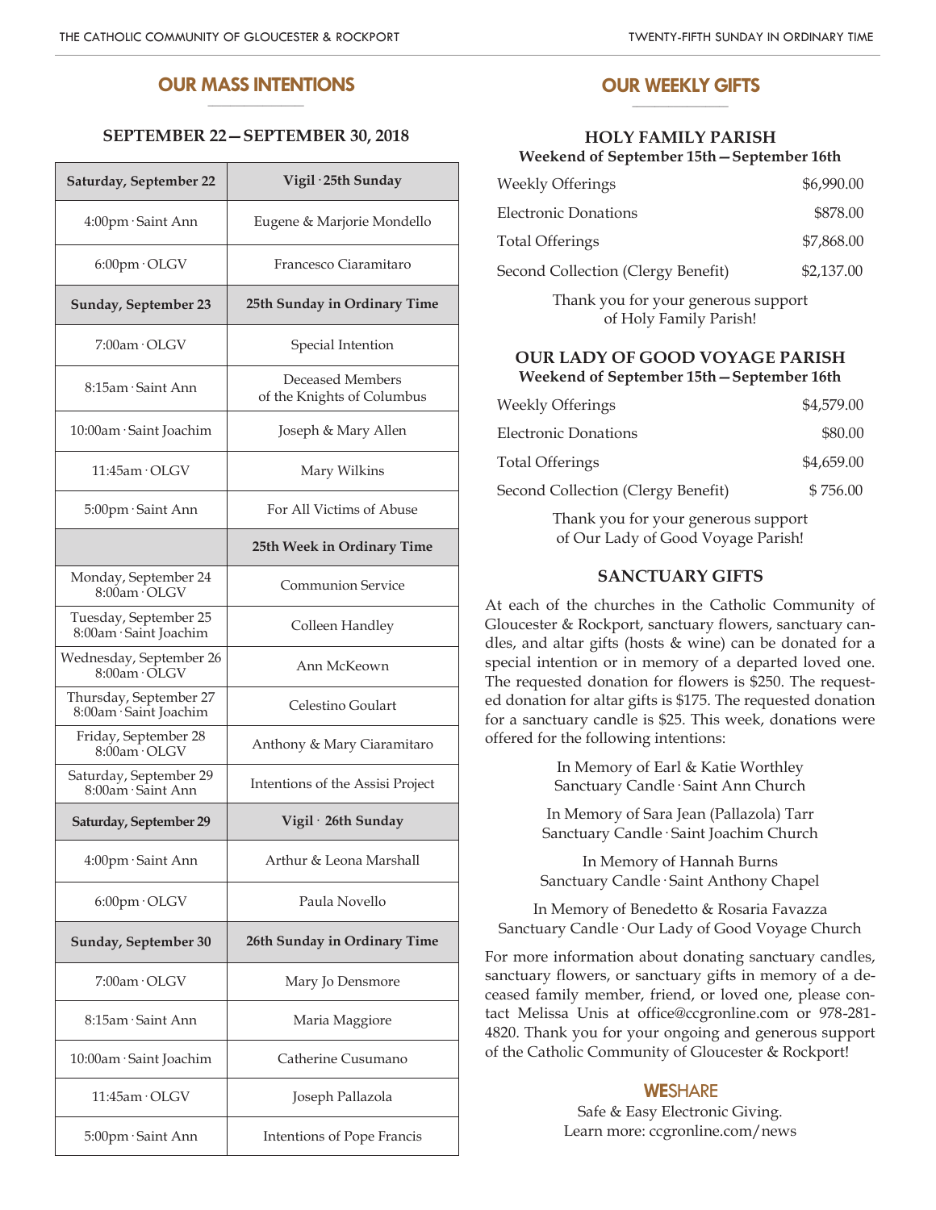## OUR MASS INTENTIONS

**SEPTEMBER 22—SEPTEMBER 30, 2018**

| | |
|---|---|
| **Saturday, September 22** | **Vigil · 25th Sunday** |
| 4:00pm · Saint Ann | Eugene & Marjorie Mondello |
| 6:00pm · OLGV | Francesco Ciaramitaro |
| **Sunday, September 23** | **25th Sunday in Ordinary Time** |
| 7:00am · OLGV | Special Intention |
| 8:15am · Saint Ann | Deceased Members of the Knights of Columbus |
| 10:00am · Saint Joachim | Joseph & Mary Allen |
| 11:45am · OLGV | Mary Wilkins |
| 5:00pm · Saint Ann | For All Victims of Abuse |
| | **25th Week in Ordinary Time** |
| Monday, September 24 8:00am · OLGV | Communion Service |
| Tuesday, September 25 8:00am · Saint Joachim | Colleen Handley |
| Wednesday, September 26 8:00am · OLGV | Ann McKeown |
| Thursday, September 27 8:00am · Saint Joachim | Celestino Goulart |
| Friday, September 28 8:00am · OLGV | Anthony & Mary Ciaramitaro |
| Saturday, September 29 8:00am · Saint Ann | Intentions of the Assisi Project |
| **Saturday, September 29** | **Vigil · 26th Sunday** |
| 4:00pm · Saint Ann | Arthur & Leona Marshall |
| 6:00pm · OLGV | Paula Novello |
| **Sunday, September 30** | **26th Sunday in Ordinary Time** |
| 7:00am · OLGV | Mary Jo Densmore |
| 8:15am · Saint Ann | Maria Maggiore |
| 10:00am · Saint Joachim | Catherine Cusumano |
| 11:45am · OLGV | Joseph Pallazola |
| 5:00pm · Saint Ann | Intentions of Pope Francis |

## OUR WEEKLY GIFTS

### HOLY FAMILY PARISH
**Weekend of September 15th—September 16th**

| | |
|---|---|
| Weekly Offerings | $6,990.00 |
| Electronic Donations | $878.00 |
| Total Offerings | $7,868.00 |
| Second Collection (Clergy Benefit) | $2,137.00 |

Thank you for your generous support of Holy Family Parish!

### OUR LADY OF GOOD VOYAGE PARISH
**Weekend of September 15th—September 16th**

| | |
|---|---|
| Weekly Offerings | $4,579.00 |
| Electronic Donations | $80.00 |
| Total Offerings | $4,659.00 |
| Second Collection (Clergy Benefit) | $ 756.00 |

Thank you for your generous support of Our Lady of Good Voyage Parish!

### SANCTUARY GIFTS

At each of the churches in the Catholic Community of Gloucester & Rockport, sanctuary flowers, sanctuary candles, and altar gifts (hosts & wine) can be donated for a special intention or in memory of a departed loved one. The requested donation for flowers is $250. The requested donation for altar gifts is $175. The requested donation for a sanctuary candle is $25. This week, donations were offered for the following intentions:

In Memory of Earl & Katie Worthley
Sanctuary Candle · Saint Ann Church

In Memory of Sara Jean (Pallazola) Tarr
Sanctuary Candle · Saint Joachim Church

In Memory of Hannah Burns
Sanctuary Candle · Saint Anthony Chapel

In Memory of Benedetto & Rosaria Favazza
Sanctuary Candle · Our Lady of Good Voyage Church

For more information about donating sanctuary candles, sanctuary flowers, or sanctuary gifts in memory of a deceased family member, friend, or loved one, please contact Melissa Unis at office@ccgronline.com or 978-281-4820. Thank you for your ongoing and generous support of the Catholic Community of Gloucester & Rockport!

**WE**SHARE

Safe & Easy Electronic Giving.
Learn more: ccgronline.com/news